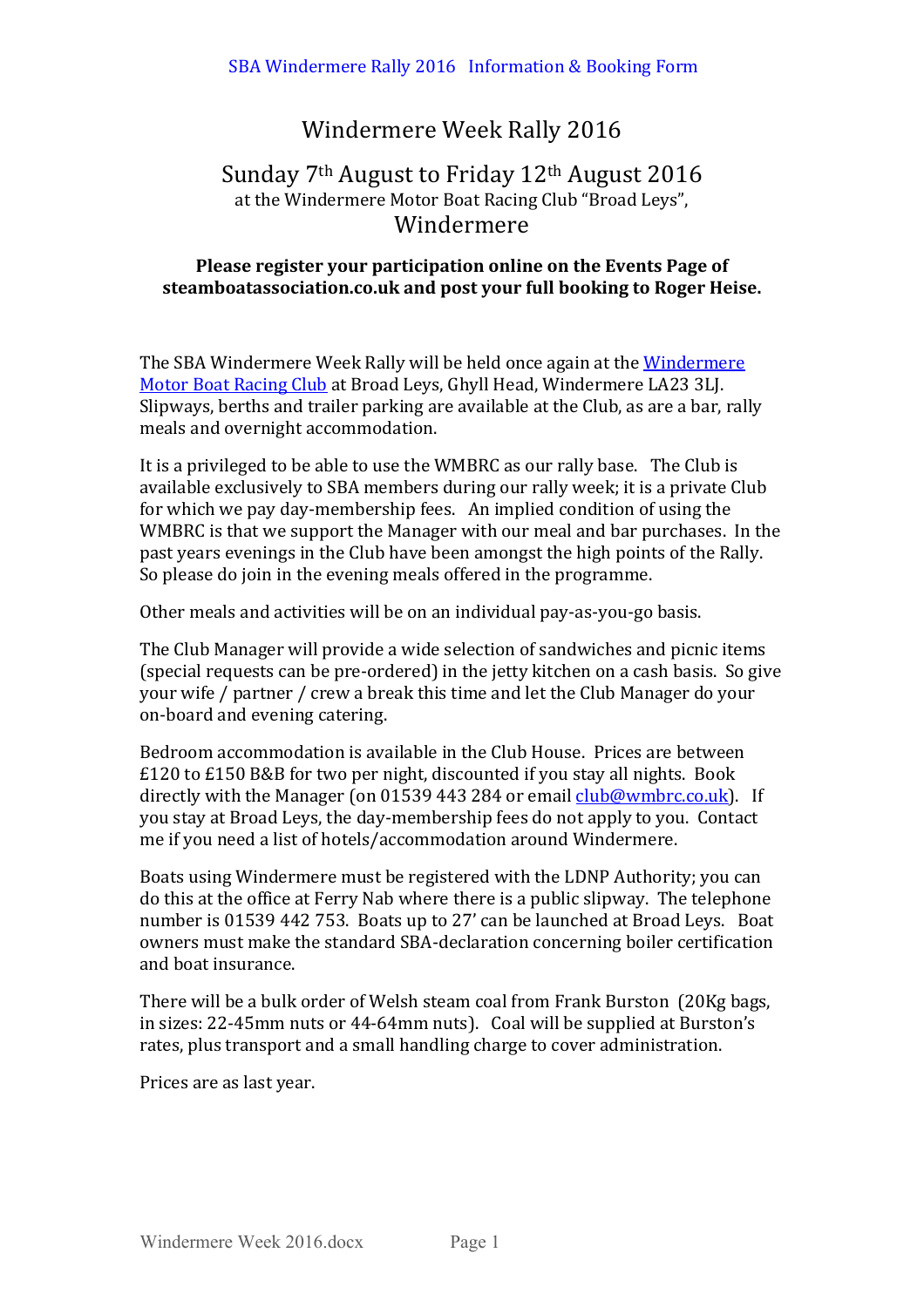# Windermere Week Rally 2016

## Sunday 7th August to Friday 12th August 2016

at the Windermere Motor Boat Racing Club "Broad Leys",

## Windermere

**Please register your participation online on the Events Page of steamboatassociation.co.uk and post your full booking to Roger Heise.**

The SBA Windermere Week Rally will be held once again at the Windermere Motor Boat Racing Club at Broad Leys, Ghyll Head, Windermere LA23 3LJ. Slipways, berths and trailer parking are available at the Club, as are a bar, rally meals and overnight accommodation.

It is a privileged to be able to use the WMBRC as our rally base. The Club is available exclusively to SBA members during our rally week; it is a private Club for which we pay day-membership fees. An implied condition of using the WMBRC is that we support the Manager with our meal and bar purchases. In the past years evenings in the Club have been amongst the high points of the Rally. So please do join in the evening meals offered in the programme.

Other meals and activities will be on an individual pay-as-you-go basis.

The Club Manager will provide a wide selection of sandwiches and picnic items (special requests can be pre-ordered) in the jetty kitchen on a cash basis. So give your wife / partner / crew a break this time and let the Club Manager do your on-board and evening catering.

Bedroom accommodation is available in the Club House. Prices are between £120 to £150 B&B for two per night, discounted if you stay all nights. Book directly with the Manager (on 01539 443 284 or email club@wmbrc.co.uk). If you stay at Broad Leys, the day-membership fees do not apply to you. Contact me if you need a list of hotels/accommodation around Windermere.

Boats using Windermere must be registered with the LDNP Authority; you can do this at the office at Ferry Nab where there is a public slipway. The telephone number is 01539 442 753. Boats up to 27' can be launched at Broad Leys. Boat owners must make the standard SBA-declaration concerning boiler certification and boat insurance.

There will be a bulk order of Welsh steam coal from Frank Burston (20Kg bags, in sizes: 22-45mm nuts or 44-64mm nuts). Coal will be supplied at Burston's rates, plus transport and a small handling charge to cover administration.

Prices are as last year.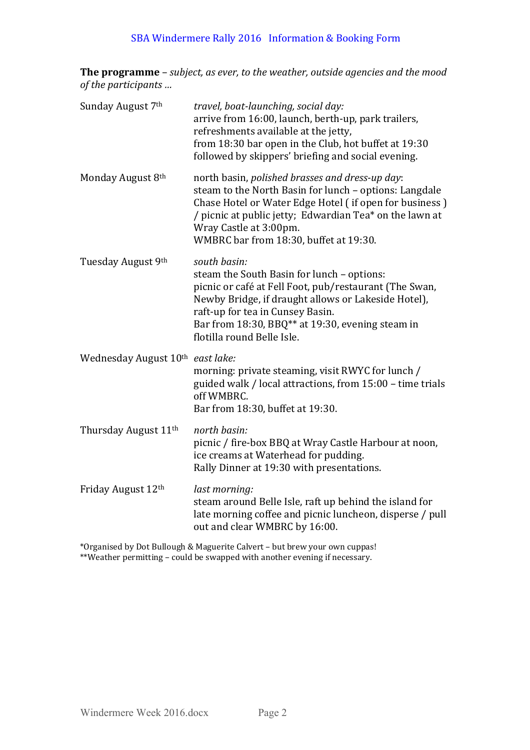SBA Windermere Rally 2016 Information & Booking Form

**The programme** – *subject, as ever, to the weather, outside agencies and the mood of the participants …*

| | |
|---|---|
| Sunday August 7th | *travel, boat-launching, social day:* arrive from 16:00, launch, berth-up, park trailers, refreshments available at the jetty, from 18:30 bar open in the Club, hot buffet at 19:30 followed by skippers' briefing and social evening. |
| Monday August 8th | north basin, *polished brasses and dress-up day*: steam to the North Basin for lunch – options: Langdale Chase Hotel or Water Edge Hotel ( if open for business ) / picnic at public jetty; Edwardian Tea* on the lawn at Wray Castle at 3:00pm. WMBRC bar from 18:30, buffet at 19:30. |
| Tuesday August 9th | *south basin:* steam the South Basin for lunch – options: picnic or café at Fell Foot, pub/restaurant (The Swan, Newby Bridge, if draught allows or Lakeside Hotel), raft-up for tea in Cunsey Basin. Bar from 18:30, BBQ** at 19:30, evening steam in flotilla round Belle Isle. |
| Wednesday August 10th | *east lake:* morning: private steaming, visit RWYC for lunch / guided walk / local attractions, from 15:00 – time trials off WMBRC. Bar from 18:30, buffet at 19:30. |
| Thursday August 11th | *north basin:* picnic / fire-box BBQ at Wray Castle Harbour at noon, ice creams at Waterhead for pudding. Rally Dinner at 19:30 with presentations. |
| Friday August 12th | *last morning:* steam around Belle Isle, raft up behind the island for late morning coffee and picnic luncheon, disperse / pull out and clear WMBRC by 16:00. |

*Organised by Dot Bullough & Maguerite Calvert – but brew your own cuppas!
**Weather permitting – could be swapped with another evening if necessary.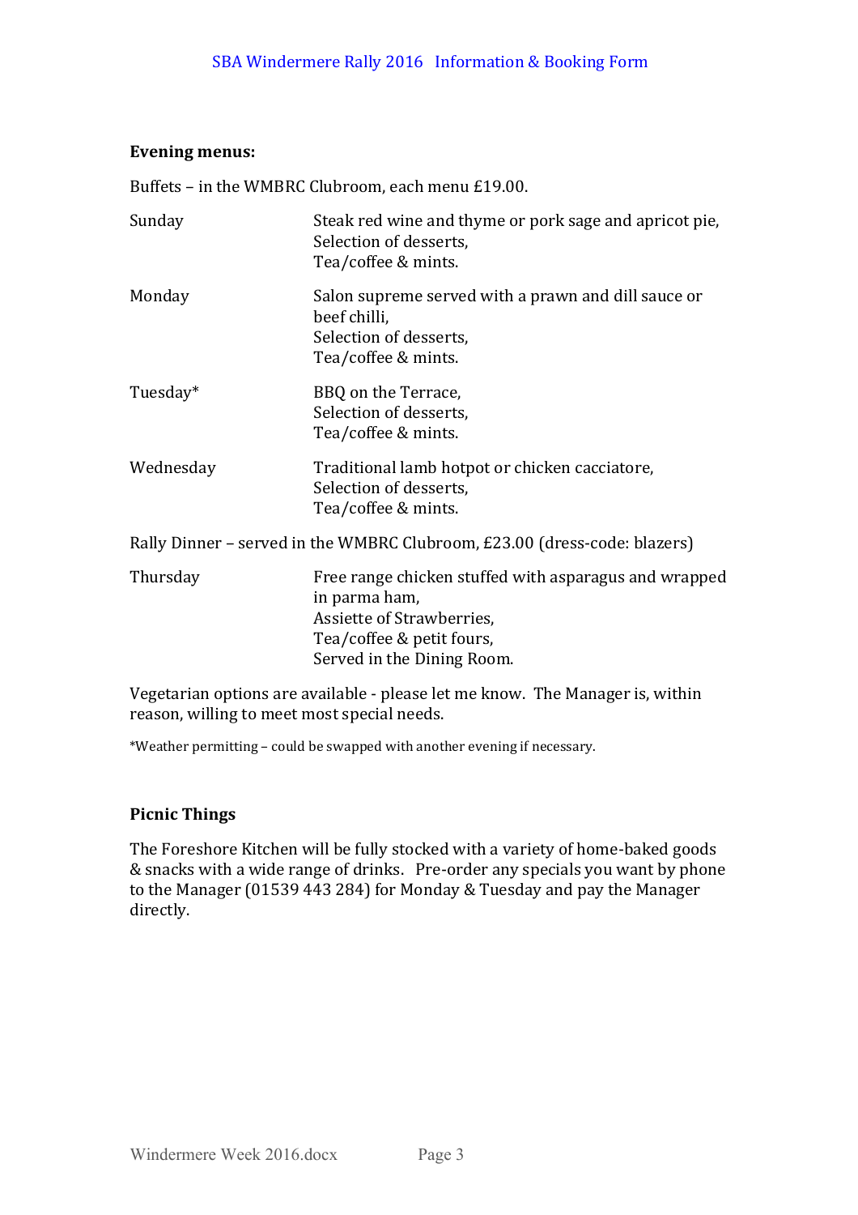**Evening menus:**

Buffets – in the WMBRC Clubroom, each menu £19.00.

| | |
|---|---|
| Sunday | Steak red wine and thyme or pork sage and apricot pie,<br>Selection of desserts,<br>Tea/coffee & mints. |
| Monday | Salon supreme served with a prawn and dill sauce or beef chilli,<br>Selection of desserts,<br>Tea/coffee & mints. |
| Tuesday* | BBQ on the Terrace,<br>Selection of desserts,<br>Tea/coffee & mints. |
| Wednesday | Traditional lamb hotpot or chicken cacciatore,<br>Selection of desserts,<br>Tea/coffee & mints. |

Rally Dinner – served in the WMBRC Clubroom, £23.00 (dress-code: blazers)

| | |
|---|---|
| Thursday | Free range chicken stuffed with asparagus and wrapped in parma ham,<br>Assiette of Strawberries,<br>Tea/coffee & petit fours,<br>Served in the Dining Room. |

Vegetarian options are available - please let me know. The Manager is, within reason, willing to meet most special needs.

*Weather permitting – could be swapped with another evening if necessary.

**Picnic Things**

The Foreshore Kitchen will be fully stocked with a variety of home-baked goods & snacks with a wide range of drinks. Pre-order any specials you want by phone to the Manager (01539 443 284) for Monday & Tuesday and pay the Manager directly.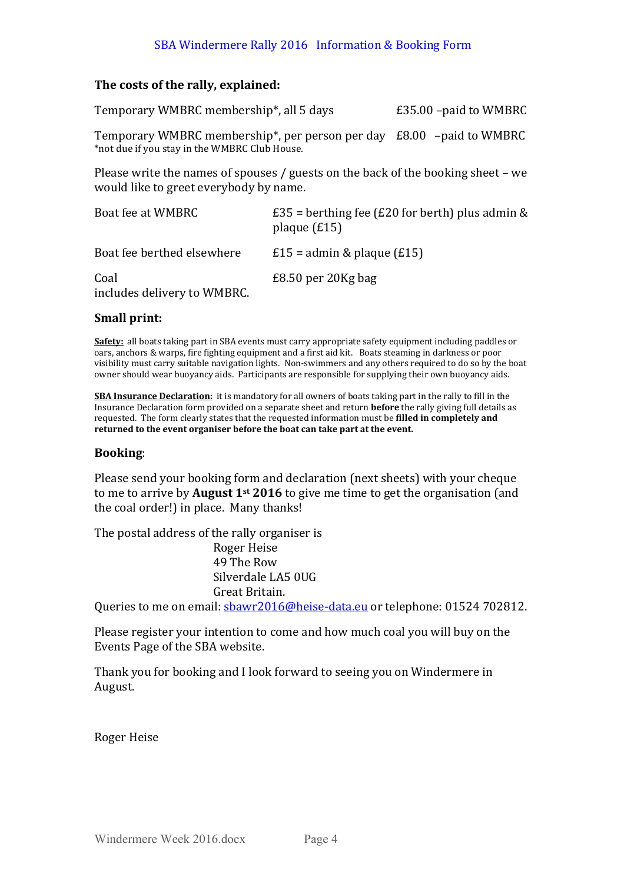### The costs of the rally, explained:

| | |
|---|---|
| Temporary WMBRC membership*, all 5 days | £35.00 –paid to WMBRC |
| Temporary WMBRC membership*, per person per day | £8.00 –paid to WMBRC |

*not due if you stay in the WMBRC Club House.

Please write the names of spouses / guests on the back of the booking sheet – we would like to greet everybody by name.

| | |
|---|---|
| Boat fee at WMBRC | £35 = berthing fee (£20 for berth) plus admin & plaque (£15) |
| Boat fee berthed elsewhere | £15 = admin & plaque (£15) |
| Coal includes delivery to WMBRC. | £8.50 per 20Kg bag |

### Small print:

**Safety:** all boats taking part in SBA events must carry appropriate safety equipment including paddles or oars, anchors & warps, fire fighting equipment and a first aid kit. Boats steaming in darkness or poor visibility must carry suitable navigation lights. Non-swimmers and any others required to do so by the boat owner should wear buoyancy aids. Participants are responsible for supplying their own buoyancy aids.

**SBA Insurance Declaration:** it is mandatory for all owners of boats taking part in the rally to fill in the Insurance Declaration form provided on a separate sheet and return **before** the rally giving full details as requested. The form clearly states that the requested information must be **filled in completely and returned to the event organiser before the boat can take part at the event.**

### Booking:

Please send your booking form and declaration (next sheets) with your cheque to me to arrive by **August 1st 2016** to give me time to get the organisation (and the coal order!) in place. Many thanks!

The postal address of the rally organiser is

Roger Heise
49 The Row
Silverdale LA5 0UG
Great Britain.

Queries to me on email: sbawr2016@heise-data.eu or telephone: 01524 702812.

Please register your intention to come and how much coal you will buy on the Events Page of the SBA website.

Thank you for booking and I look forward to seeing you on Windermere in August.

Roger Heise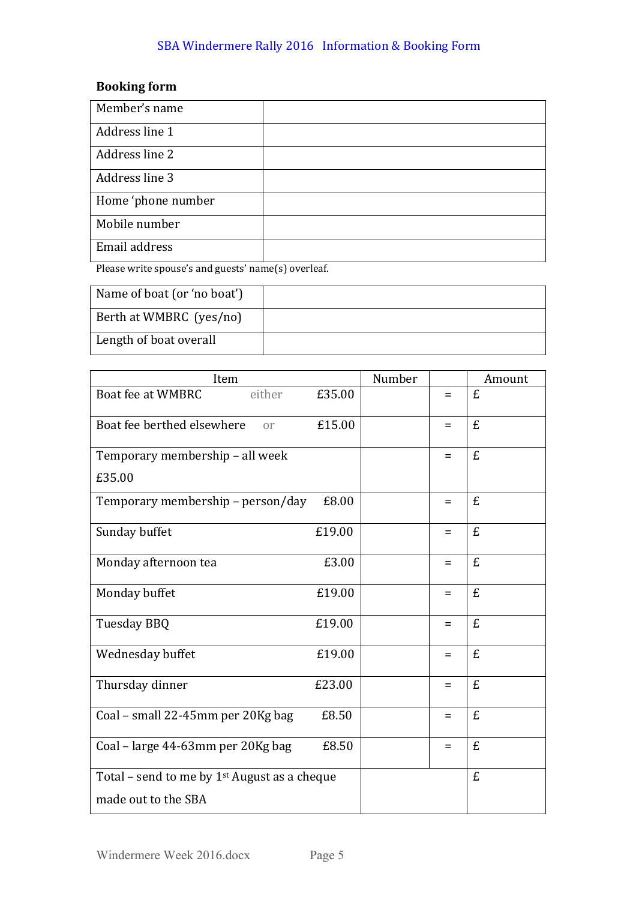SBA Windermere Rally 2016 Information & Booking Form

## Booking form

| Member's name | |
|---|---|
| Address line 1 | |
| Address line 2 | |
| Address line 3 | |
| Home 'phone number | |
| Mobile number | |
| Email address | |

Please write spouse's and guests' name(s) overleaf.

| Name of boat (or 'no boat') | |
|---|---|
| Berth at WMBRC (yes/no) | |
| Length of boat overall | |

| Item | Number | | Amount |
|---|---|---|---|
| Boat fee at WMBRC either £35.00 | | = | £ |
| Boat fee berthed elsewhere or £15.00 | | = | £ |
| Temporary membership – all week £35.00 | | = | £ |
| Temporary membership – person/day £8.00 | | = | £ |
| Sunday buffet £19.00 | | = | £ |
| Monday afternoon tea £3.00 | | = | £ |
| Monday buffet £19.00 | | = | £ |
| Tuesday BBQ £19.00 | | = | £ |
| Wednesday buffet £19.00 | | = | £ |
| Thursday dinner £23.00 | | = | £ |
| Coal – small 22-45mm per 20Kg bag £8.50 | | = | £ |
| Coal – large 44-63mm per 20Kg bag £8.50 | | = | £ |
| Total – send to me by 1st August as a cheque made out to the SBA | | | £ |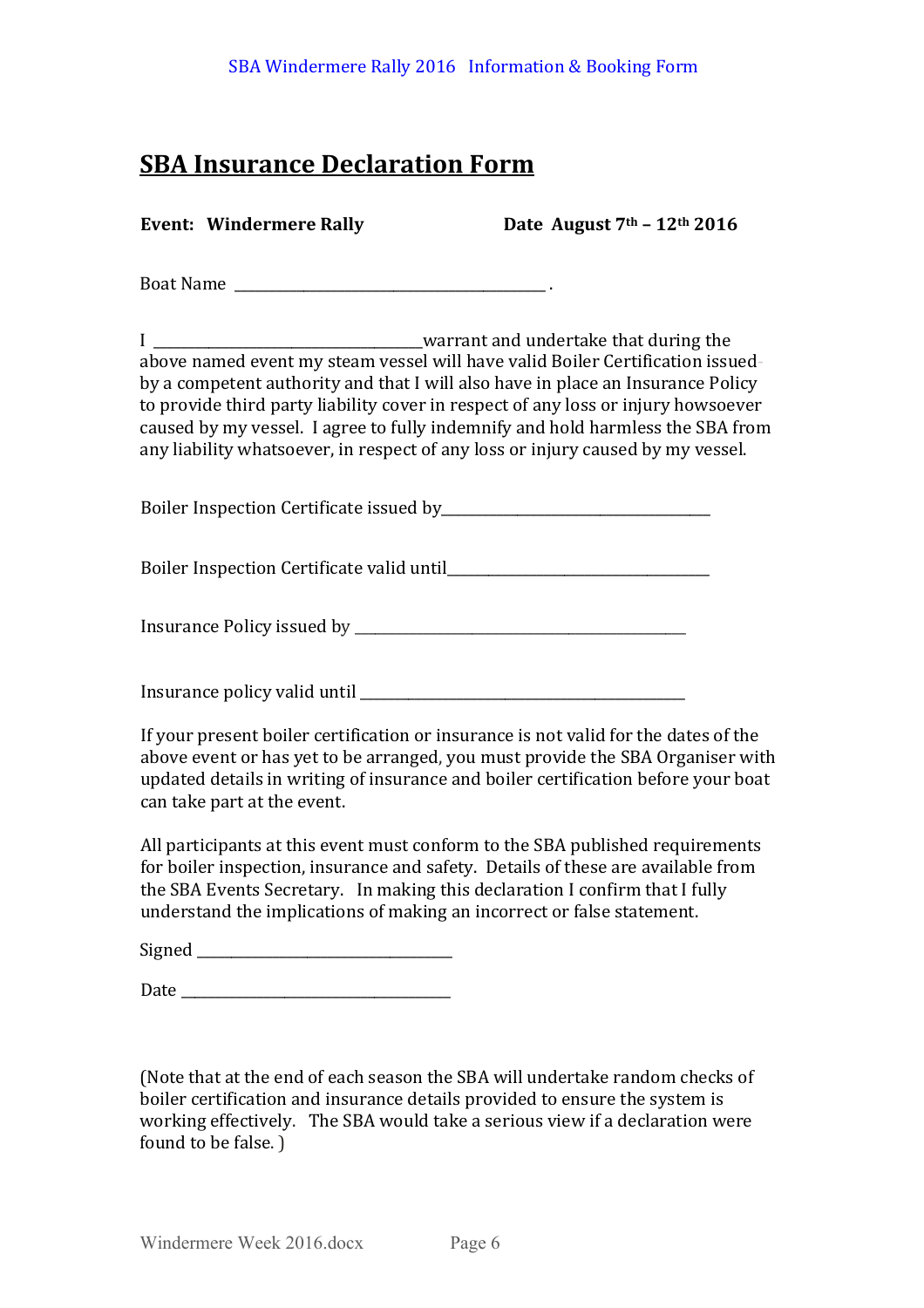## SBA Insurance Declaration Form

**Event: Windermere Rally** **Date August 7th – 12th 2016**

Boat Name ________________________________________ .

I ________________________________warrant and undertake that during the above named event my steam vessel will have valid Boiler Certification issued by a competent authority and that I will also have in place an Insurance Policy to provide third party liability cover in respect of any loss or injury howsoever caused by my vessel. I agree to fully indemnify and hold harmless the SBA from any liability whatsoever, in respect of any loss or injury caused by my vessel.

Boiler Inspection Certificate issued by_________________________________

Boiler Inspection Certificate valid until_________________________________

Insurance Policy issued by ________________________________________

Insurance policy valid until ________________________________________

If your present boiler certification or insurance is not valid for the dates of the above event or has yet to be arranged, you must provide the SBA Organiser with updated details in writing of insurance and boiler certification before your boat can take part at the event.

All participants at this event must conform to the SBA published requirements for boiler inspection, insurance and safety. Details of these are available from the SBA Events Secretary. In making this declaration I confirm that I fully understand the implications of making an incorrect or false statement.

Signed ________________________________

Date _________________________________

(Note that at the end of each season the SBA will undertake random checks of boiler certification and insurance details provided to ensure the system is working effectively. The SBA would take a serious view if a declaration were found to be false. )